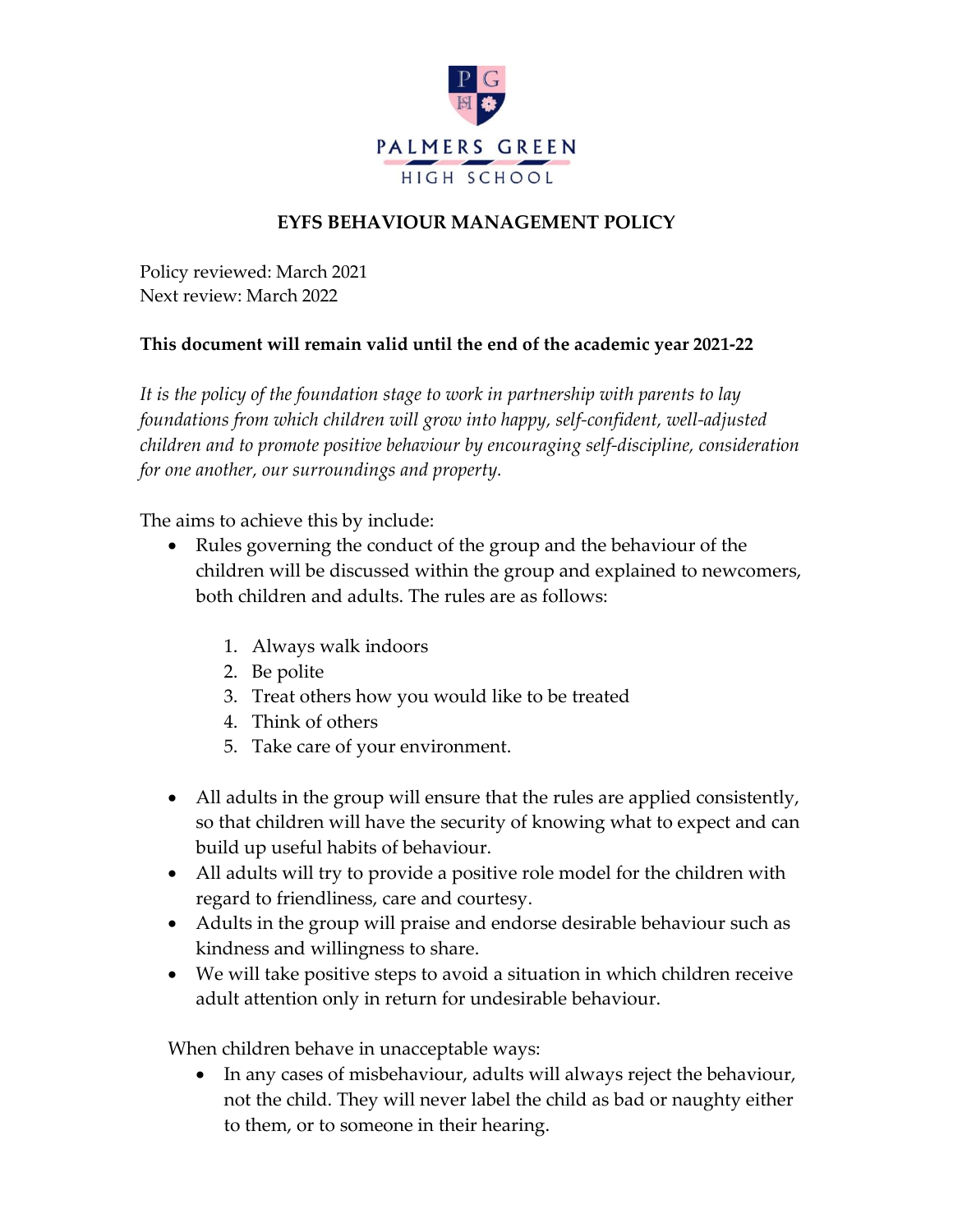PALMERS GREEN HIGH SCHOOL

# EYFS BEHAVIOUR MANAGEMENT POLICY

Policy reviewed: March 2021
Next review: March 2022

**This document will remain valid until the end of the academic year 2021-22**

*It is the policy of the foundation stage to work in partnership with parents to lay foundations from which children will grow into happy, self-confident, well-adjusted children and to promote positive behaviour by encouraging self-discipline, consideration for one another, our surroundings and property.*

The aims to achieve this by include:

- Rules governing the conduct of the group and the behaviour of the children will be discussed within the group and explained to newcomers, both children and adults. The rules are as follows:

    1. Always walk indoors
    2. Be polite
    3. Treat others how you would like to be treated
    4. Think of others
    5. Take care of your environment.

- All adults in the group will ensure that the rules are applied consistently, so that children will have the security of knowing what to expect and can build up useful habits of behaviour.
- All adults will try to provide a positive role model for the children with regard to friendliness, care and courtesy.
- Adults in the group will praise and endorse desirable behaviour such as kindness and willingness to share.
- We will take positive steps to avoid a situation in which children receive adult attention only in return for undesirable behaviour.

When children behave in unacceptable ways:

- In any cases of misbehaviour, adults will always reject the behaviour, not the child. They will never label the child as bad or naughty either to them, or to someone in their hearing.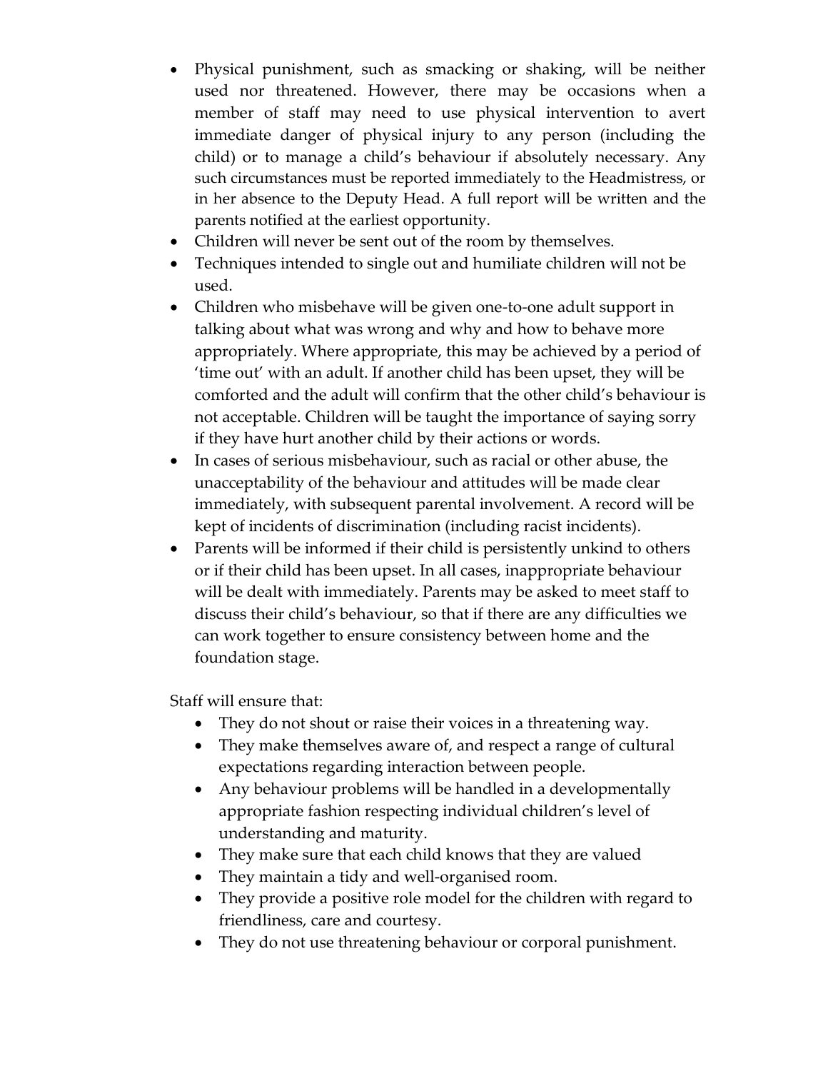- Physical punishment, such as smacking or shaking, will be neither used nor threatened. However, there may be occasions when a member of staff may need to use physical intervention to avert immediate danger of physical injury to any person (including the child) or to manage a child's behaviour if absolutely necessary. Any such circumstances must be reported immediately to the Headmistress, or in her absence to the Deputy Head. A full report will be written and the parents notified at the earliest opportunity.
- Children will never be sent out of the room by themselves.
- Techniques intended to single out and humiliate children will not be used.
- Children who misbehave will be given one-to-one adult support in talking about what was wrong and why and how to behave more appropriately. Where appropriate, this may be achieved by a period of 'time out' with an adult. If another child has been upset, they will be comforted and the adult will confirm that the other child's behaviour is not acceptable. Children will be taught the importance of saying sorry if they have hurt another child by their actions or words.
- In cases of serious misbehaviour, such as racial or other abuse, the unacceptability of the behaviour and attitudes will be made clear immediately, with subsequent parental involvement. A record will be kept of incidents of discrimination (including racist incidents).
- Parents will be informed if their child is persistently unkind to others or if their child has been upset. In all cases, inappropriate behaviour will be dealt with immediately. Parents may be asked to meet staff to discuss their child's behaviour, so that if there are any difficulties we can work together to ensure consistency between home and the foundation stage.

Staff will ensure that:

- They do not shout or raise their voices in a threatening way.
- They make themselves aware of, and respect a range of cultural expectations regarding interaction between people.
- Any behaviour problems will be handled in a developmentally appropriate fashion respecting individual children's level of understanding and maturity.
- They make sure that each child knows that they are valued
- They maintain a tidy and well-organised room.
- They provide a positive role model for the children with regard to friendliness, care and courtesy.
- They do not use threatening behaviour or corporal punishment.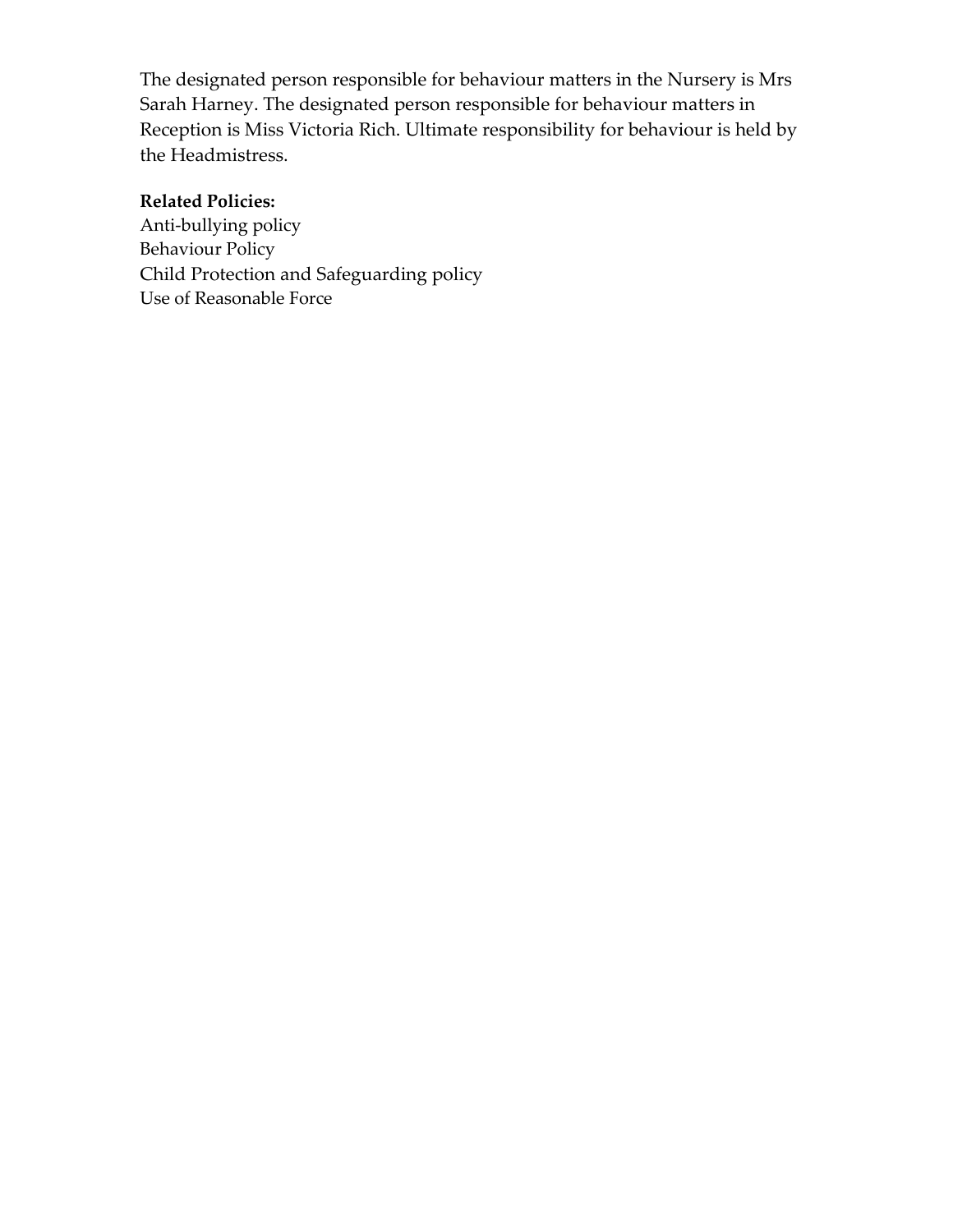The designated person responsible for behaviour matters in the Nursery is Mrs Sarah Harney. The designated person responsible for behaviour matters in Reception is Miss Victoria Rich. Ultimate responsibility for behaviour is held by the Headmistress.

**Related Policies:**
Anti-bullying policy
Behaviour Policy
Child Protection and Safeguarding policy
Use of Reasonable Force